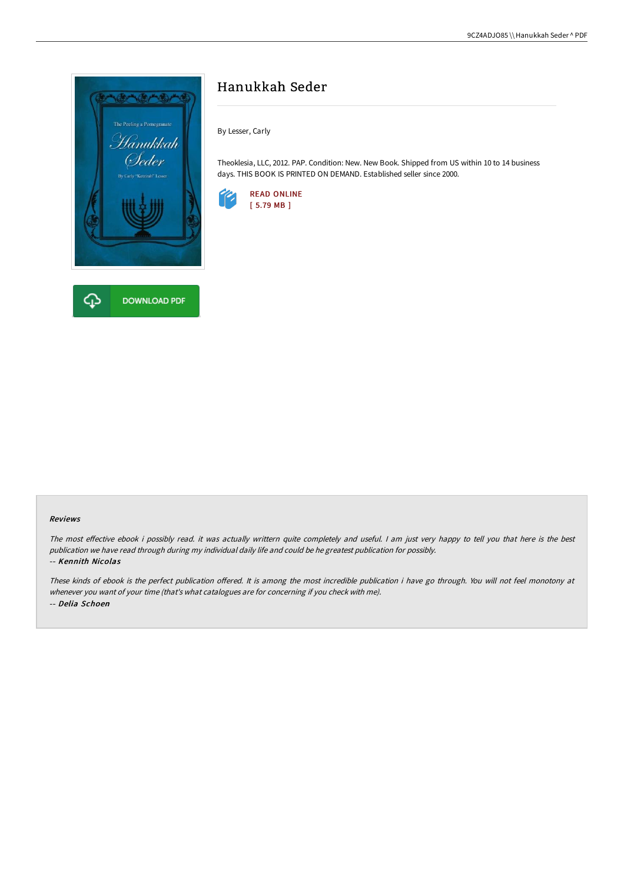# Hanukkah Seder

By Lesser, Carly

Theoklesia, LLC, 2012. PAP. Condition: New. New Book. Shipped from US within 10 to 14 business days. THIS BOOK IS PRINTED ON DEMAND. Established seller since 2000.

READ ONLINE
[ 5.79 MB ]

DOWNLOAD PDF

### Reviews

*The most effective ebook i possibly read. it was actually writtern quite completely and useful. I am just very happy to tell you that here is the best publication we have read through during my individual daily life and could be he greatest publication for possibly.*

-- ***Kennith Nicolas***

*These kinds of ebook is the perfect publication offered. It is among the most incredible publication i have go through. You will not feel monotony at whenever you want of your time (that's what catalogues are for concerning if you check with me).*

-- ***Delia Schoen***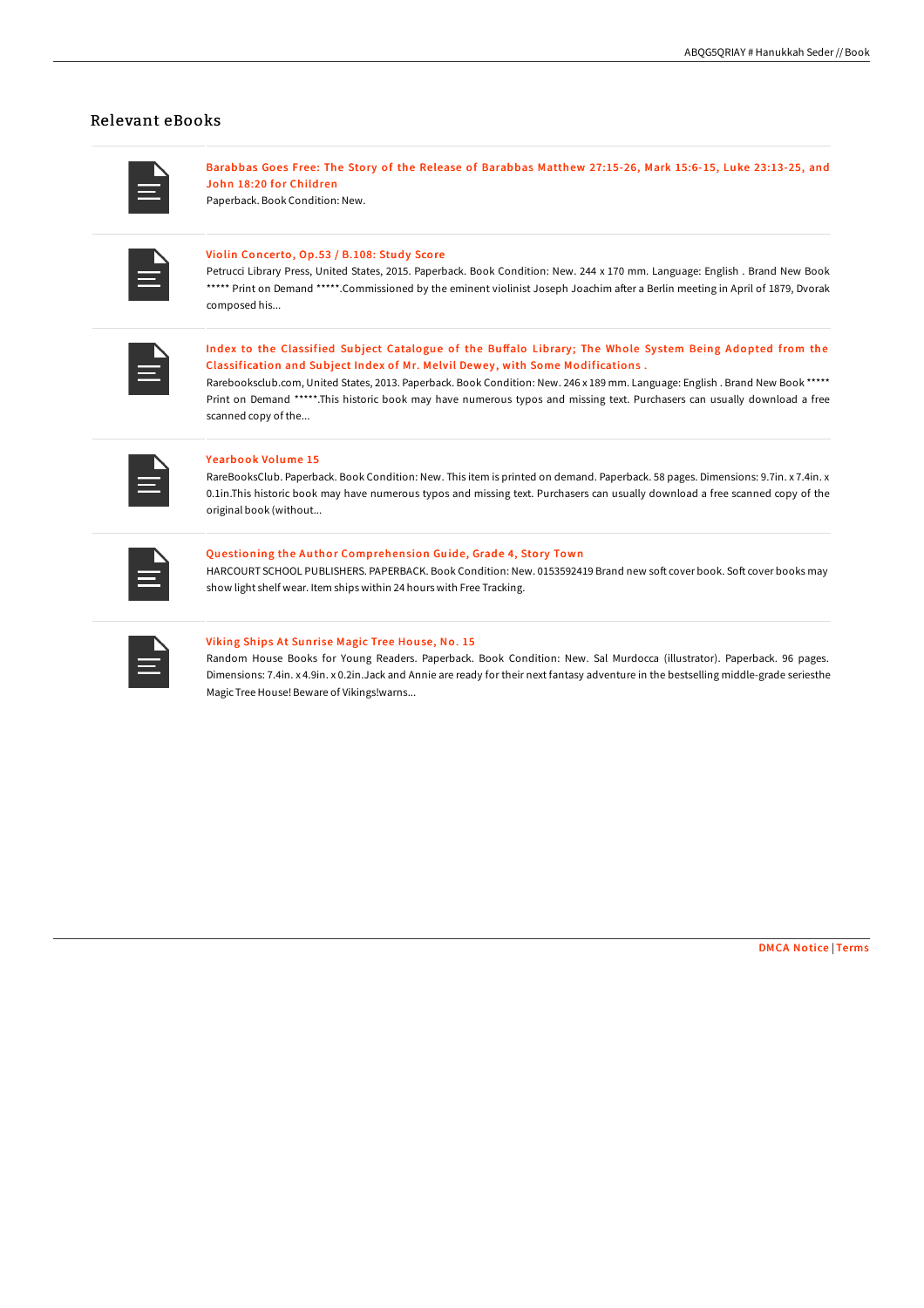## Relevant eBooks

**Barabbas Goes Free: The Story of the Release of Barabbas Matthew 27:15-26, Mark 15:6-15, Luke 23:13-25, and John 18:20 for Children**

Paperback. Book Condition: New.

**Violin Concerto, Op.53 / B.108: Study Score**

Petrucci Library Press, United States, 2015. Paperback. Book Condition: New. 244 x 170 mm. Language: English . Brand New Book ***** Print on Demand *****.Commissioned by the eminent violinist Joseph Joachim after a Berlin meeting in April of 1879, Dvorak composed his...

**Index to the Classified Subject Catalogue of the Buffalo Library; The Whole System Being Adopted from the Classification and Subject Index of Mr. Melvil Dewey, with Some Modifications .**

Rarebooksclub.com, United States, 2013. Paperback. Book Condition: New. 246 x 189 mm. Language: English . Brand New Book ***** Print on Demand *****.This historic book may have numerous typos and missing text. Purchasers can usually download a free scanned copy of the...

**Yearbook Volume 15**

RareBooksClub. Paperback. Book Condition: New. This item is printed on demand. Paperback. 58 pages. Dimensions: 9.7in. x 7.4in. x 0.1in.This historic book may have numerous typos and missing text. Purchasers can usually download a free scanned copy of the original book (without...

**Questioning the Author Comprehension Guide, Grade 4, Story Town**

HARCOURT SCHOOL PUBLISHERS. PAPERBACK. Book Condition: New. 0153592419 Brand new soft cover book. Soft cover books may show light shelf wear. Item ships within 24 hours with Free Tracking.

**Viking Ships At Sunrise Magic Tree House, No. 15**

Random House Books for Young Readers. Paperback. Book Condition: New. Sal Murdocca (illustrator). Paperback. 96 pages. Dimensions: 7.4in. x 4.9in. x 0.2in.Jack and Annie are ready for their next fantasy adventure in the bestselling middle-grade seriesthe Magic Tree House! Beware of Vikings!warns...

DMCA Notice | Terms